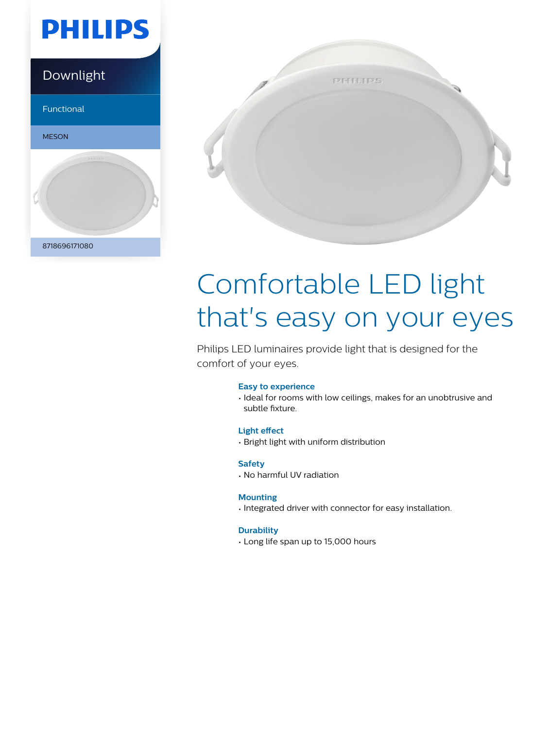PHILIPS

Downlight

Functional

MESON

8718696171080

# Comfortable LED light that's easy on your eyes

Philips LED luminaires provide light that is designed for the comfort of your eyes.

### Easy to experience

- Ideal for rooms with low ceilings, makes for an unobtrusive and subtle fixture.

### Light effect

- Bright light with uniform distribution

### Safety

- No harmful UV radiation

### Mounting

- Integrated driver with connector for easy installation.

### Durability

- Long life span up to 15,000 hours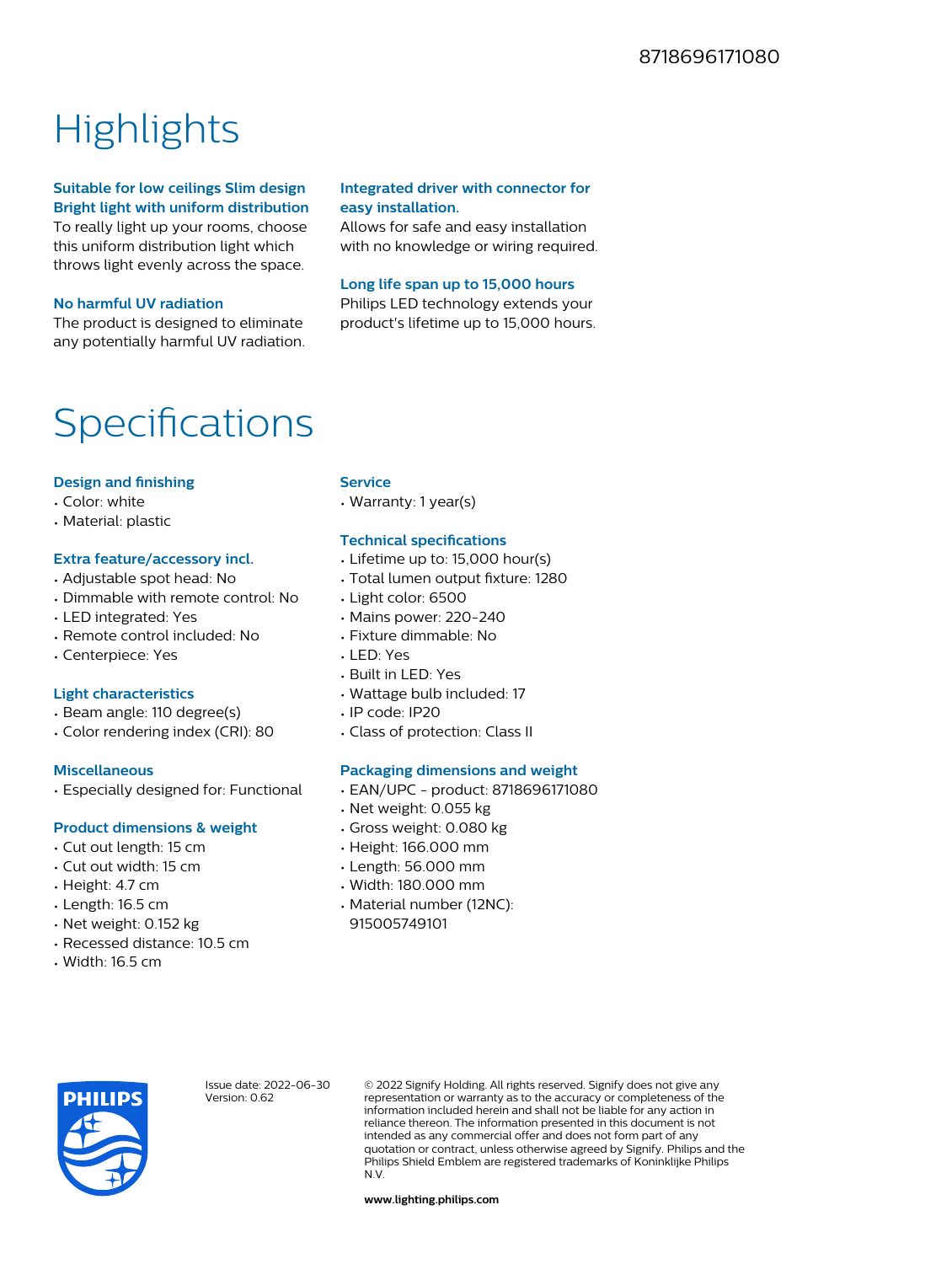8718696171080

# Highlights

**Suitable for low ceilings Slim design Bright light with uniform distribution**
To really light up your rooms, choose this uniform distribution light which throws light evenly across the space.

**No harmful UV radiation**
The product is designed to eliminate any potentially harmful UV radiation.

**Integrated driver with connector for easy installation.**
Allows for safe and easy installation with no knowledge or wiring required.

**Long life span up to 15,000 hours**
Philips LED technology extends your product's lifetime up to 15,000 hours.

# Specifications

### Design and finishing

- Color: white
- Material: plastic

### Extra feature/accessory incl.

- Adjustable spot head: No
- Dimmable with remote control: No
- LED integrated: Yes
- Remote control included: No
- Centerpiece: Yes

### Light characteristics

- Beam angle: 110 degree(s)
- Color rendering index (CRI): 80

### Miscellaneous

- Especially designed for: Functional

### Product dimensions & weight

- Cut out length: 15 cm
- Cut out width: 15 cm
- Height: 4.7 cm
- Length: 16.5 cm
- Net weight: 0.152 kg
- Recessed distance: 10.5 cm
- Width: 16.5 cm

### Service

- Warranty: 1 year(s)

### Technical specifications

- Lifetime up to: 15,000 hour(s)
- Total lumen output fixture: 1280
- Light color: 6500
- Mains power: 220-240
- Fixture dimmable: No
- LED: Yes
- Built in LED: Yes
- Wattage bulb included: 17
- IP code: IP20
- Class of protection: Class II

### Packaging dimensions and weight

- EAN/UPC - product: 8718696171080
- Net weight: 0.055 kg
- Gross weight: 0.080 kg
- Height: 166.000 mm
- Length: 56.000 mm
- Width: 180.000 mm
- Material number (12NC): 915005749101

Issue date: 2022-06-30
Version: 0.62

© 2022 Signify Holding. All rights reserved. Signify does not give any representation or warranty as to the accuracy or completeness of the information included herein and shall not be liable for any action in reliance thereon. The information presented in this document is not intended as any commercial offer and does not form part of any quotation or contract, unless otherwise agreed by Signify. Philips and the Philips Shield Emblem are registered trademarks of Koninklijke Philips N.V.

**www.lighting.philips.com**